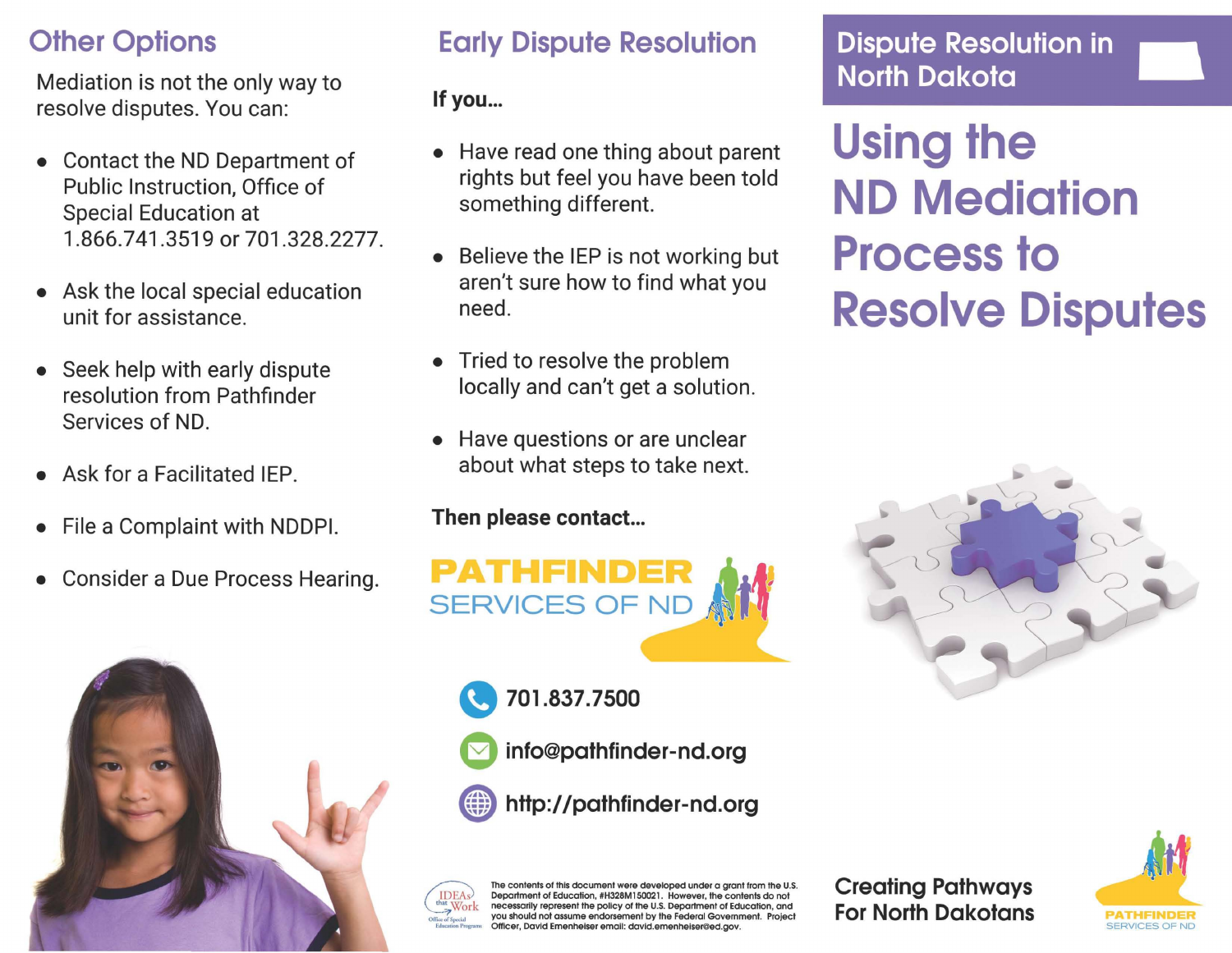## Other Options

Mediation is not the only way to resolve disputes. You can:

- Contact the ND Department of Public Instruction, Office of Special Education at 1.866.741.3519 or 701.328.2277.
- Ask the local special education unit for assistance.
- Seek help with early dispute resolution from Pathfinder Services of ND.
- Ask for a Facilitated IEP.
- File a Complaint with NDDPI.
- Consider a Due Process Hearing.

## Early Dispute Resolution

**If you...**

- Have read one thing about parent rights but feel you have been told something different.
- Believe the IEP is not working but aren't sure how to find what you need.
- Tried to resolve the problem locally and can't get a solution.
- Have questions or are unclear about what steps to take next.

**Then please contact...**

PATHFINDER SERVICES OF ND

701.837.7500

info@pathfinder-nd.org

http://pathfinder-nd.org

IDEAs that Work — Office of Special Education Programs

The contents of this document were developed under a grant from the U.S. Department of Education, #H328M150021. However, the contents do not necessarily represent the policy of the U.S. Department of Education, and you should not assume endorsement by the Federal Government. Project Officer, David Emenheiser email: david.emenheiser@ed.gov.

## Dispute Resolution in North Dakota

# Using the ND Mediation Process to Resolve Disputes

Creating Pathways For North Dakotans

PATHFINDER SERVICES OF ND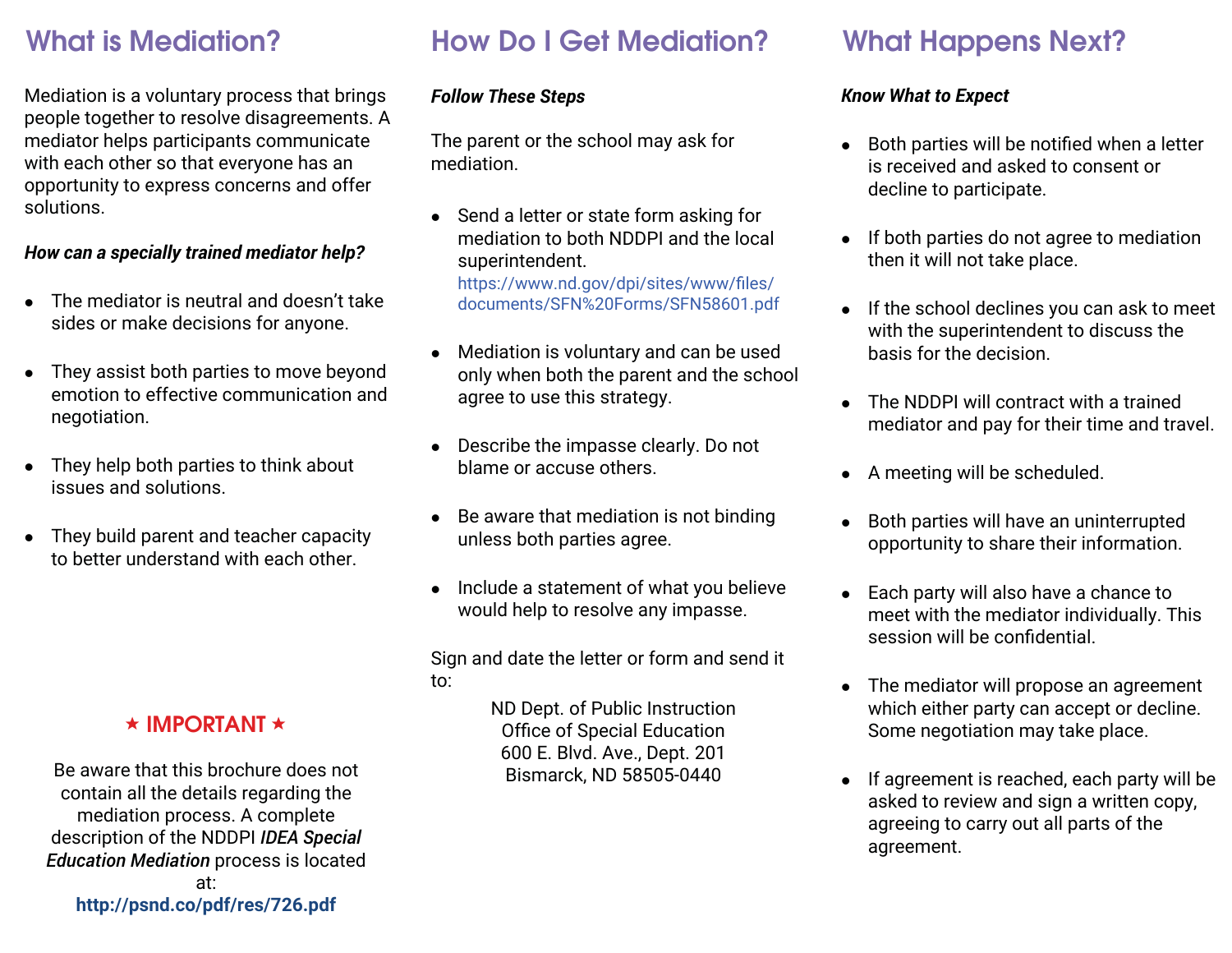## What is Mediation?

Mediation is a voluntary process that brings people together to resolve disagreements. A mediator helps participants communicate with each other so that everyone has an opportunity to express concerns and offer solutions.

***How can a specially trained mediator help?***

- The mediator is neutral and doesn't take sides or make decisions for anyone.
- They assist both parties to move beyond emotion to effective communication and negotiation.
- They help both parties to think about issues and solutions.
- They build parent and teacher capacity to better understand with each other.

**★ IMPORTANT ★**

Be aware that this brochure does not contain all the details regarding the mediation process. A complete description of the NDDPI ***IDEA Special Education Mediation*** process is located at: **http://psnd.co/pdf/res/726.pdf**

## How Do I Get Mediation?

***Follow These Steps***

The parent or the school may ask for mediation.

- Send a letter or state form asking for mediation to both NDDPI and the local superintendent. https://www.nd.gov/dpi/sites/www/files/documents/SFN%20Forms/SFN58601.pdf
- Mediation is voluntary and can be used only when both the parent and the school agree to use this strategy.
- Describe the impasse clearly. Do not blame or accuse others.
- Be aware that mediation is not binding unless both parties agree.
- Include a statement of what you believe would help to resolve any impasse.

Sign and date the letter or form and send it to:

ND Dept. of Public Instruction
Office of Special Education
600 E. Blvd. Ave., Dept. 201
Bismarck, ND 58505-0440

## What Happens Next?

***Know What to Expect***

- Both parties will be notified when a letter is received and asked to consent or decline to participate.
- If both parties do not agree to mediation then it will not take place.
- If the school declines you can ask to meet with the superintendent to discuss the basis for the decision.
- The NDDPI will contract with a trained mediator and pay for their time and travel.
- A meeting will be scheduled.
- Both parties will have an uninterrupted opportunity to share their information.
- Each party will also have a chance to meet with the mediator individually. This session will be confidential.
- The mediator will propose an agreement which either party can accept or decline. Some negotiation may take place.
- If agreement is reached, each party will be asked to review and sign a written copy, agreeing to carry out all parts of the agreement.